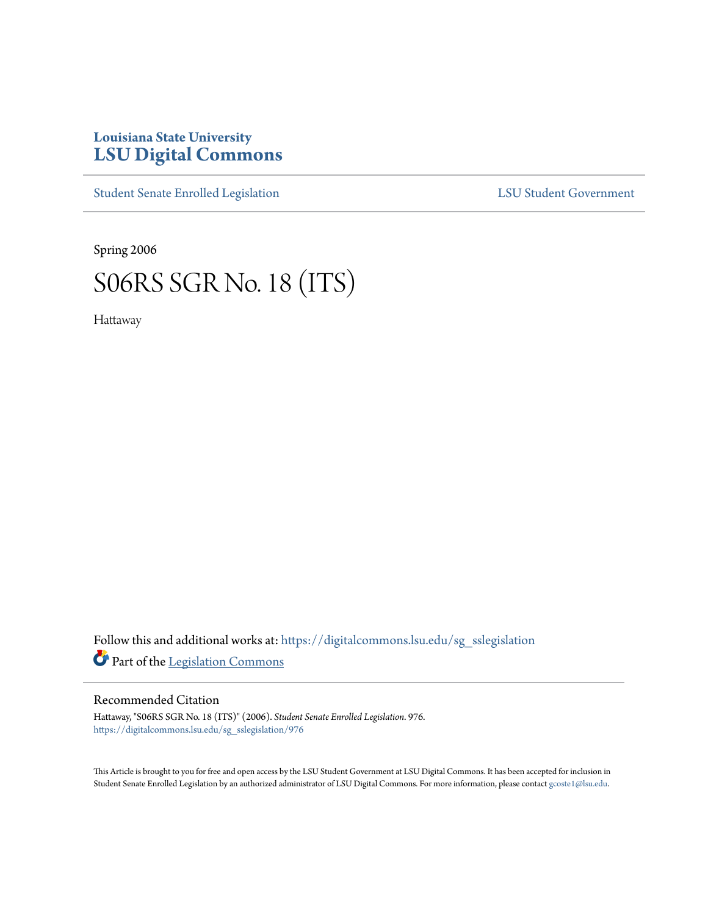Louisiana State University

# LSU Digital Commons

Student Senate Enrolled Legislation | LSU Student Government

Spring 2006

# S06RS SGR No. 18 (ITS)

Hattaway

Follow this and additional works at: https://digitalcommons.lsu.edu/sg_sslegislation

Part of the Legislation Commons

## Recommended Citation

Hattaway, "S06RS SGR No. 18 (ITS)" (2006). *Student Senate Enrolled Legislation*. 976.
https://digitalcommons.lsu.edu/sg_sslegislation/976

This Article is brought to you for free and open access by the LSU Student Government at LSU Digital Commons. It has been accepted for inclusion in Student Senate Enrolled Legislation by an authorized administrator of LSU Digital Commons. For more information, please contact gcoste1@lsu.edu.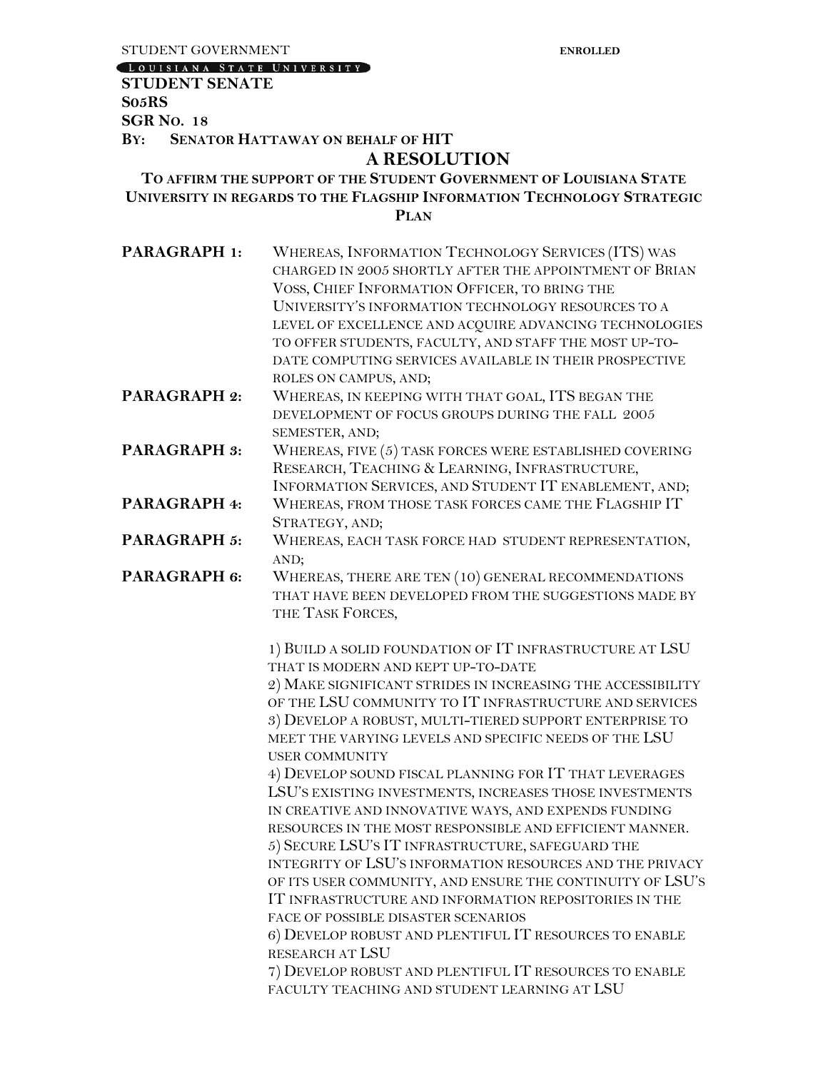STUDENT GOVERNMENT **ENROLLED**

LOUISIANA STATE UNIVERSITY

**STUDENT SENATE**
**S05RS**
**SGR NO. 18**
**BY: SENATOR HATTAWAY ON BEHALF OF HIT**

# A RESOLUTION

## TO AFFIRM THE SUPPORT OF THE STUDENT GOVERNMENT OF LOUISIANA STATE UNIVERSITY IN REGARDS TO THE FLAGSHIP INFORMATION TECHNOLOGY STRATEGIC PLAN

**PARAGRAPH 1:** WHEREAS, INFORMATION TECHNOLOGY SERVICES (ITS) WAS CHARGED IN 2005 SHORTLY AFTER THE APPOINTMENT OF BRIAN VOSS, CHIEF INFORMATION OFFICER, TO BRING THE UNIVERSITY'S INFORMATION TECHNOLOGY RESOURCES TO A LEVEL OF EXCELLENCE AND ACQUIRE ADVANCING TECHNOLOGIES TO OFFER STUDENTS, FACULTY, AND STAFF THE MOST UP-TO-DATE COMPUTING SERVICES AVAILABLE IN THEIR PROSPECTIVE ROLES ON CAMPUS, AND;

**PARAGRAPH 2:** WHEREAS, IN KEEPING WITH THAT GOAL, ITS BEGAN THE DEVELOPMENT OF FOCUS GROUPS DURING THE FALL 2005 SEMESTER, AND;

**PARAGRAPH 3:** WHEREAS, FIVE (5) TASK FORCES WERE ESTABLISHED COVERING RESEARCH, TEACHING & LEARNING, INFRASTRUCTURE, INFORMATION SERVICES, AND STUDENT IT ENABLEMENT, AND;

**PARAGRAPH 4:** WHEREAS, FROM THOSE TASK FORCES CAME THE FLAGSHIP IT STRATEGY, AND;

**PARAGRAPH 5:** WHEREAS, EACH TASK FORCE HAD STUDENT REPRESENTATION, AND;

**PARAGRAPH 6:** WHEREAS, THERE ARE TEN (10) GENERAL RECOMMENDATIONS THAT HAVE BEEN DEVELOPED FROM THE SUGGESTIONS MADE BY THE TASK FORCES,

1) BUILD A SOLID FOUNDATION OF IT INFRASTRUCTURE AT LSU THAT IS MODERN AND KEPT UP-TO-DATE
2) MAKE SIGNIFICANT STRIDES IN INCREASING THE ACCESSIBILITY OF THE LSU COMMUNITY TO IT INFRASTRUCTURE AND SERVICES
3) DEVELOP A ROBUST, MULTI-TIERED SUPPORT ENTERPRISE TO MEET THE VARYING LEVELS AND SPECIFIC NEEDS OF THE LSU USER COMMUNITY
4) DEVELOP SOUND FISCAL PLANNING FOR IT THAT LEVERAGES LSU'S EXISTING INVESTMENTS, INCREASES THOSE INVESTMENTS IN CREATIVE AND INNOVATIVE WAYS, AND EXPENDS FUNDING RESOURCES IN THE MOST RESPONSIBLE AND EFFICIENT MANNER.
5) SECURE LSU'S IT INFRASTRUCTURE, SAFEGUARD THE INTEGRITY OF LSU'S INFORMATION RESOURCES AND THE PRIVACY OF ITS USER COMMUNITY, AND ENSURE THE CONTINUITY OF LSU'S IT INFRASTRUCTURE AND INFORMATION REPOSITORIES IN THE FACE OF POSSIBLE DISASTER SCENARIOS
6) DEVELOP ROBUST AND PLENTIFUL IT RESOURCES TO ENABLE RESEARCH AT LSU
7) DEVELOP ROBUST AND PLENTIFUL IT RESOURCES TO ENABLE FACULTY TEACHING AND STUDENT LEARNING AT LSU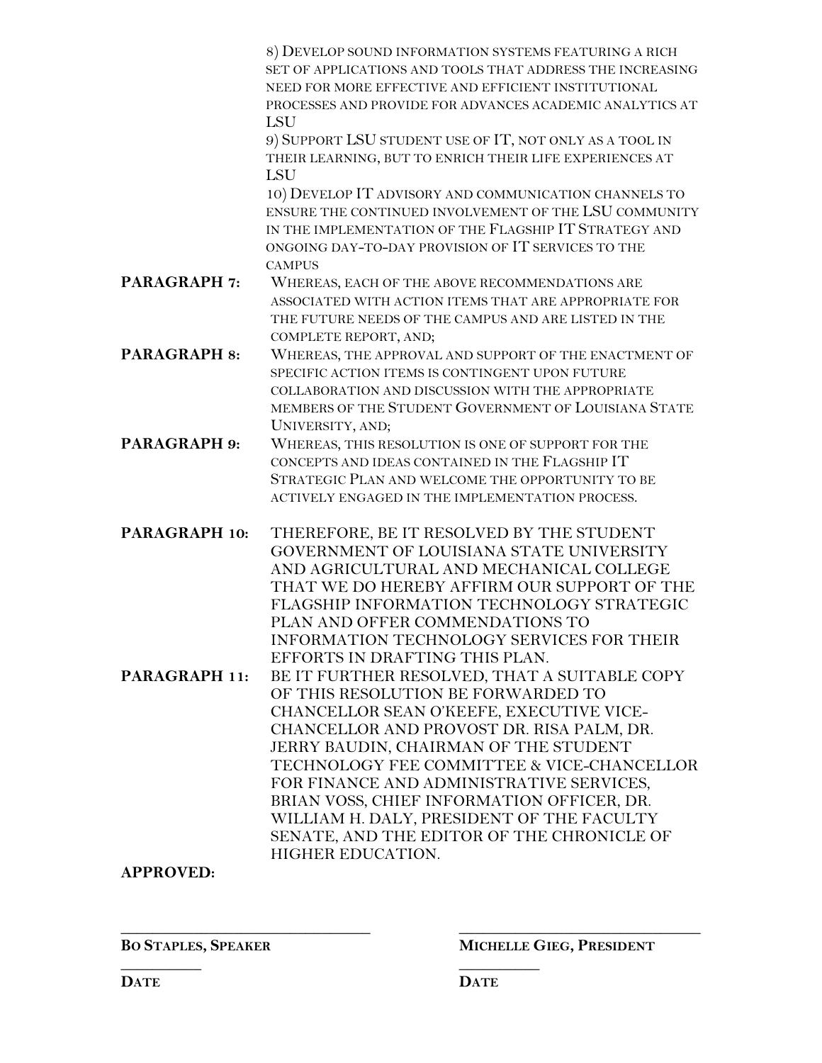8) Develop sound information systems featuring a rich set of applications and tools that address the increasing need for more effective and efficient institutional processes and provide for advances academic analytics at LSU

9) Support LSU student use of IT, not only as a tool in their learning, but to enrich their life experiences at LSU

10) Develop IT advisory and communication channels to ensure the continued involvement of the LSU community in the implementation of the Flagship IT Strategy and ongoing day-to-day provision of IT services to the campus

**PARAGRAPH 7:** Whereas, each of the above recommendations are associated with action items that are appropriate for the future needs of the campus and are listed in the complete report, and;

**PARAGRAPH 8:** Whereas, the approval and support of the enactment of specific action items is contingent upon future collaboration and discussion with the appropriate members of the Student Government of Louisiana State University, and;

**PARAGRAPH 9:** Whereas, this resolution is one of support for the concepts and ideas contained in the Flagship IT Strategic Plan and welcome the opportunity to be actively engaged in the implementation process.

**PARAGRAPH 10:** THEREFORE, BE IT RESOLVED BY THE STUDENT GOVERNMENT OF LOUISIANA STATE UNIVERSITY AND AGRICULTURAL AND MECHANICAL COLLEGE THAT WE DO HEREBY AFFIRM OUR SUPPORT OF THE FLAGSHIP INFORMATION TECHNOLOGY STRATEGIC PLAN AND OFFER COMMENDATIONS TO INFORMATION TECHNOLOGY SERVICES FOR THEIR EFFORTS IN DRAFTING THIS PLAN.

**PARAGRAPH 11:** BE IT FURTHER RESOLVED, THAT A SUITABLE COPY OF THIS RESOLUTION BE FORWARDED TO CHANCELLOR SEAN O'KEEFE, EXECUTIVE VICE-CHANCELLOR AND PROVOST DR. RISA PALM, DR. JERRY BAUDIN, CHAIRMAN OF THE STUDENT TECHNOLOGY FEE COMMITTEE & VICE-CHANCELLOR FOR FINANCE AND ADMINISTRATIVE SERVICES, BRIAN VOSS, CHIEF INFORMATION OFFICER, DR. WILLIAM H. DALY, PRESIDENT OF THE FACULTY SENATE, AND THE EDITOR OF THE CHRONICLE OF HIGHER EDUCATION.

**APPROVED:**

| | |
|---|---|
| ______________________________ | ______________________________ |
| **Bo Staples, Speaker** | **Michelle Gieg, President** |
| __________ | __________ |
| **Date** | **Date** |